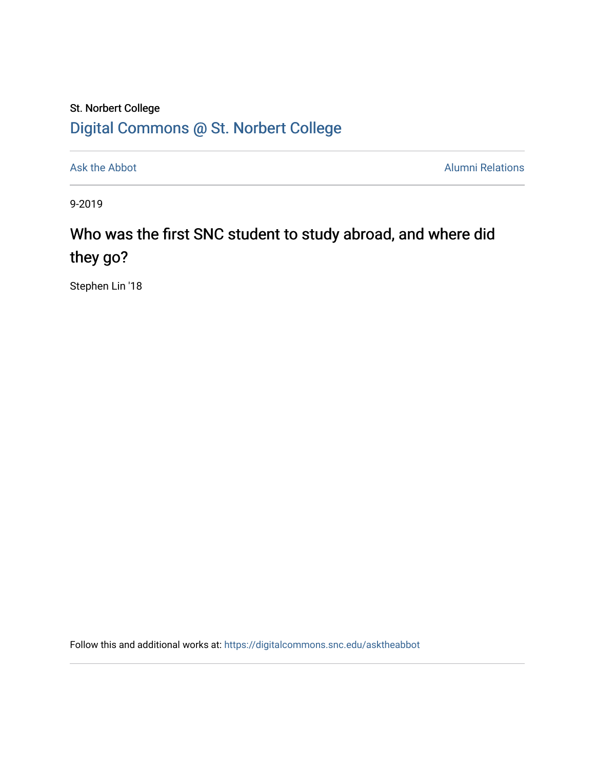St. Norbert College

Digital Commons @ St. Norbert College

Ask the Abbot

Alumni Relations

9-2019

# Who was the first SNC student to study abroad, and where did they go?

Stephen Lin '18

Follow this and additional works at: https://digitalcommons.snc.edu/asktheabbot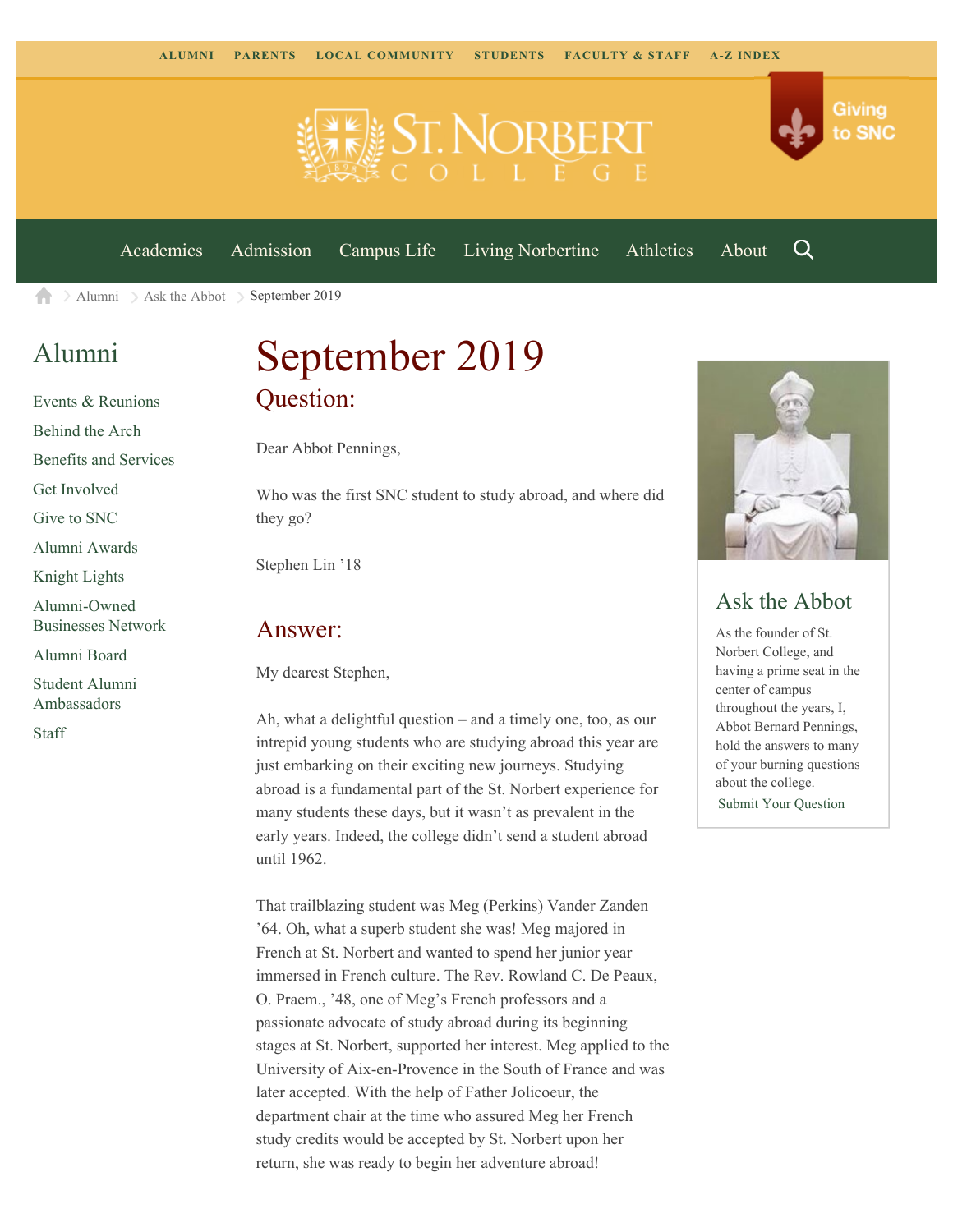ALUMNI PARENTS LOCAL COMMUNITY STUDENTS FACULTY & STAFF A-Z INDEX

Giving to SNC

Academics Admission Campus Life Living Norbertine Athletics About

Alumni > Ask the Abbot > September 2019

## Alumni

- Events & Reunions
- Behind the Arch
- Benefits and Services
- Get Involved
- Give to SNC
- Alumni Awards
- Knight Lights
- Alumni-Owned Businesses Network
- Alumni Board
- Student Alumni Ambassadors
- Staff

# September 2019

## Question:

Dear Abbot Pennings,

Who was the first SNC student to study abroad, and where did they go?

Stephen Lin '18

## Answer:

My dearest Stephen,

Ah, what a delightful question – and a timely one, too, as our intrepid young students who are studying abroad this year are just embarking on their exciting new journeys. Studying abroad is a fundamental part of the St. Norbert experience for many students these days, but it wasn't as prevalent in the early years. Indeed, the college didn't send a student abroad until 1962.

That trailblazing student was Meg (Perkins) Vander Zanden '64. Oh, what a superb student she was! Meg majored in French at St. Norbert and wanted to spend her junior year immersed in French culture. The Rev. Rowland C. De Peaux, O. Praem., '48, one of Meg's French professors and a passionate advocate of study abroad during its beginning stages at St. Norbert, supported her interest. Meg applied to the University of Aix-en-Provence in the South of France and was later accepted. With the help of Father Jolicoeur, the department chair at the time who assured Meg her French study credits would be accepted by St. Norbert upon her return, she was ready to begin her adventure abroad!

## Ask the Abbot

As the founder of St. Norbert College, and having a prime seat in the center of campus throughout the years, I, Abbot Bernard Pennings, hold the answers to many of your burning questions about the college.

Submit Your Question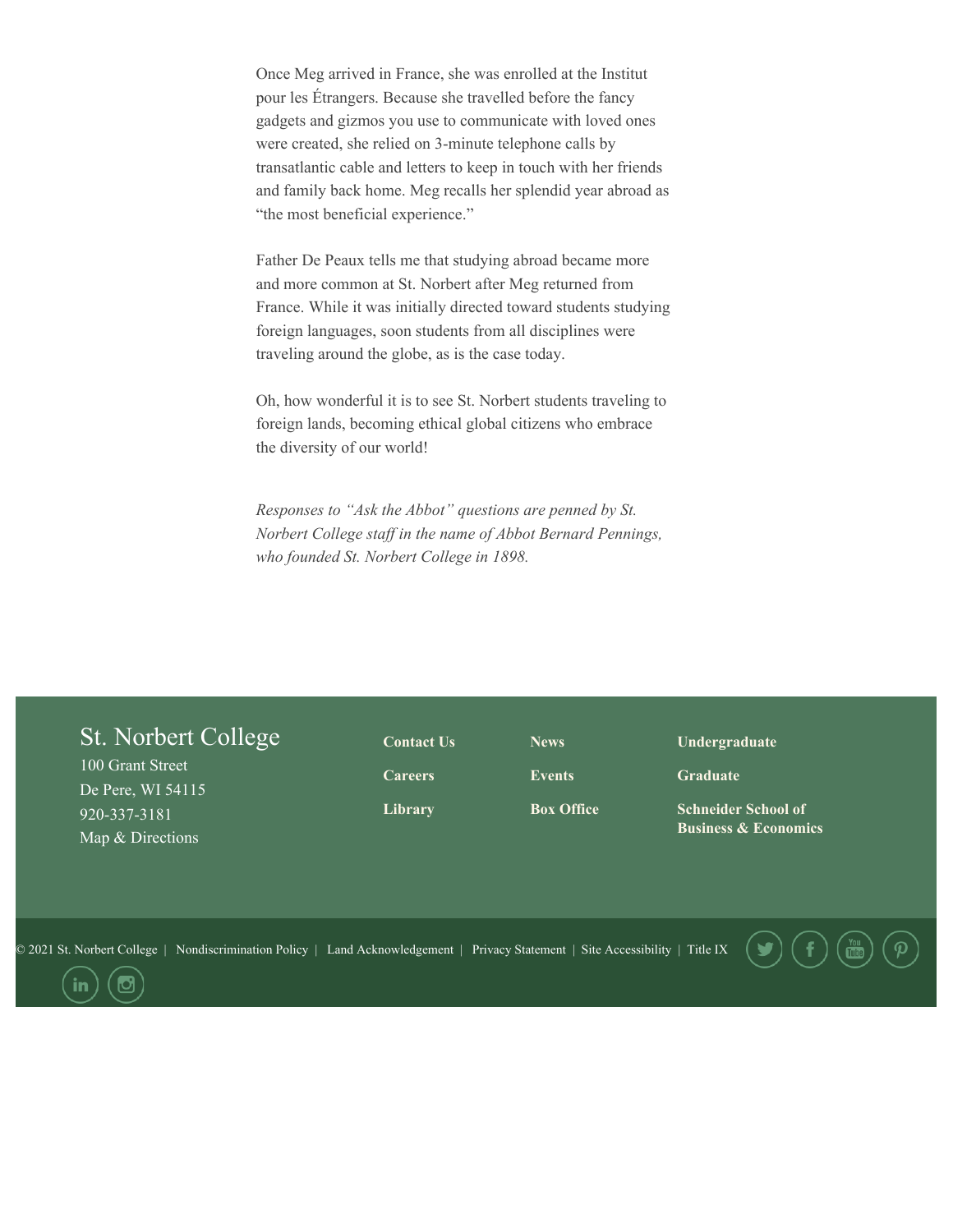Once Meg arrived in France, she was enrolled at the Institut pour les Étrangers. Because she travelled before the fancy gadgets and gizmos you use to communicate with loved ones were created, she relied on 3-minute telephone calls by transatlantic cable and letters to keep in touch with her friends and family back home. Meg recalls her splendid year abroad as "the most beneficial experience."

Father De Peaux tells me that studying abroad became more and more common at St. Norbert after Meg returned from France. While it was initially directed toward students studying foreign languages, soon students from all disciplines were traveling around the globe, as is the case today.

Oh, how wonderful it is to see St. Norbert students traveling to foreign lands, becoming ethical global citizens who embrace the diversity of our world!

*Responses to "Ask the Abbot" questions are penned by St. Norbert College staff in the name of Abbot Bernard Pennings, who founded St. Norbert College in 1898.*

St. Norbert College
100 Grant Street
De Pere, WI 54115
920-337-3181
Map & Directions

**Contact Us**
**Careers**
**Library**
**News**
**Events**
**Box Office**
**Undergraduate**
**Graduate**
**Schneider School of Business & Economics**

© 2021 St. Norbert College | Nondiscrimination Policy | Land Acknowledgement | Privacy Statement | Site Accessibility | Title IX